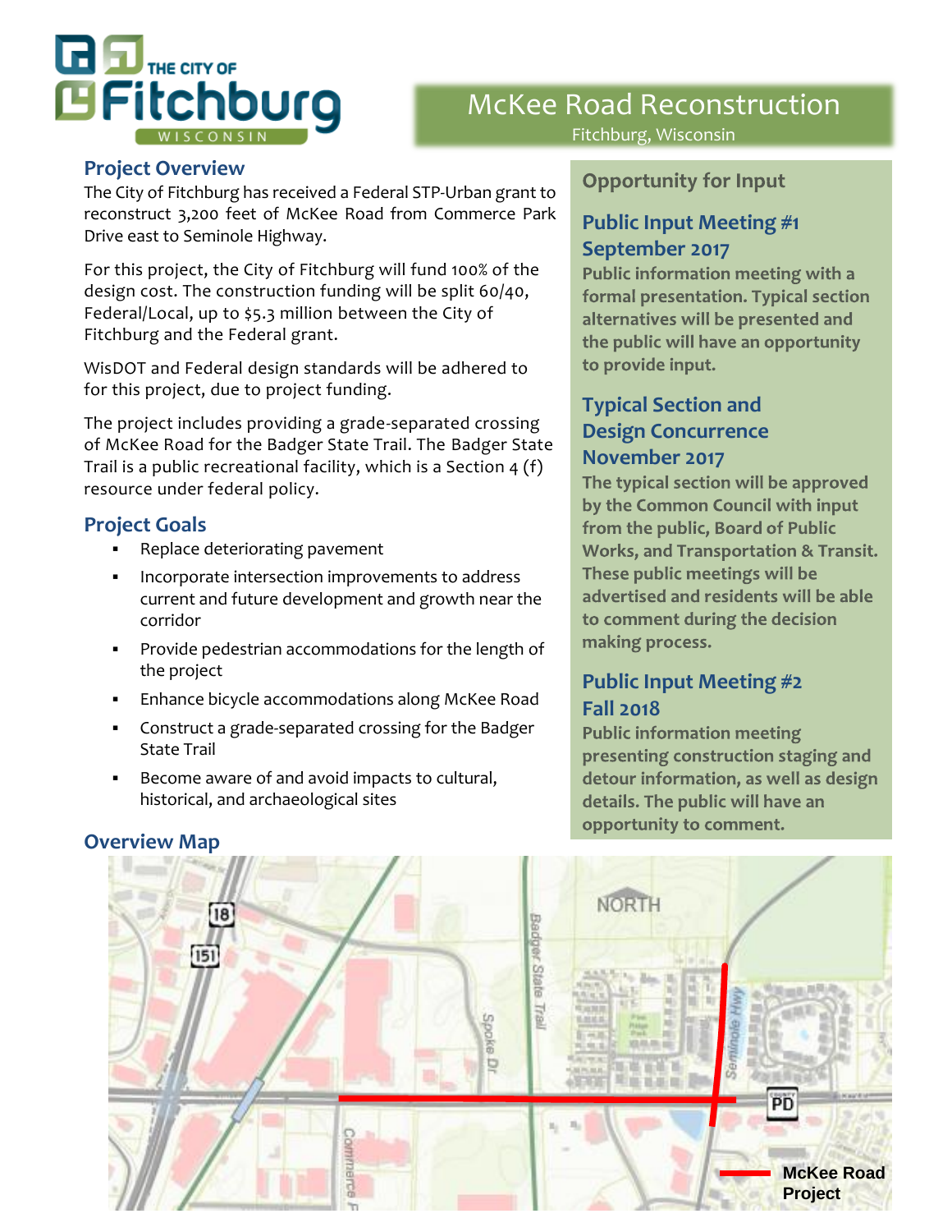THE CITY OF **Fitchburg** WISCONSIN

# McKee Road Reconstruction

Fitchburg, Wisconsin

## Project Overview

The City of Fitchburg has received a Federal STP-Urban grant to reconstruct 3,200 feet of McKee Road from Commerce Park Drive east to Seminole Highway.

For this project, the City of Fitchburg will fund 100% of the design cost. The construction funding will be split 60/40, Federal/Local, up to $5.3 million between the City of Fitchburg and the Federal grant.

WisDOT and Federal design standards will be adhered to for this project, due to project funding.

The project includes providing a grade-separated crossing of McKee Road for the Badger State Trail. The Badger State Trail is a public recreational facility, which is a Section 4 (f) resource under federal policy.

## Project Goals

- Replace deteriorating pavement
- Incorporate intersection improvements to address current and future development and growth near the corridor
- Provide pedestrian accommodations for the length of the project
- Enhance bicycle accommodations along McKee Road
- Construct a grade-separated crossing for the Badger State Trail
- Become aware of and avoid impacts to cultural, historical, and archaeological sites

## Opportunity for Input

### Public Input Meeting #1 September 2017

**Public information meeting with a formal presentation. Typical section alternatives will be presented and the public will have an opportunity to provide input.**

### Typical Section and Design Concurrence November 2017

**The typical section will be approved by the Common Council with input from the public, Board of Public Works, and Transportation & Transit. These public meetings will be advertised and residents will be able to comment during the decision making process.**

### Public Input Meeting #2 Fall 2018

**Public information meeting presenting construction staging and detour information, as well as design details. The public will have an opportunity to comment.**

## Overview Map

NORTH

18 | 151 | Spoke Dr | Badger State Trail | Seminole Hwy | PD | Commerce P

McKee Road Project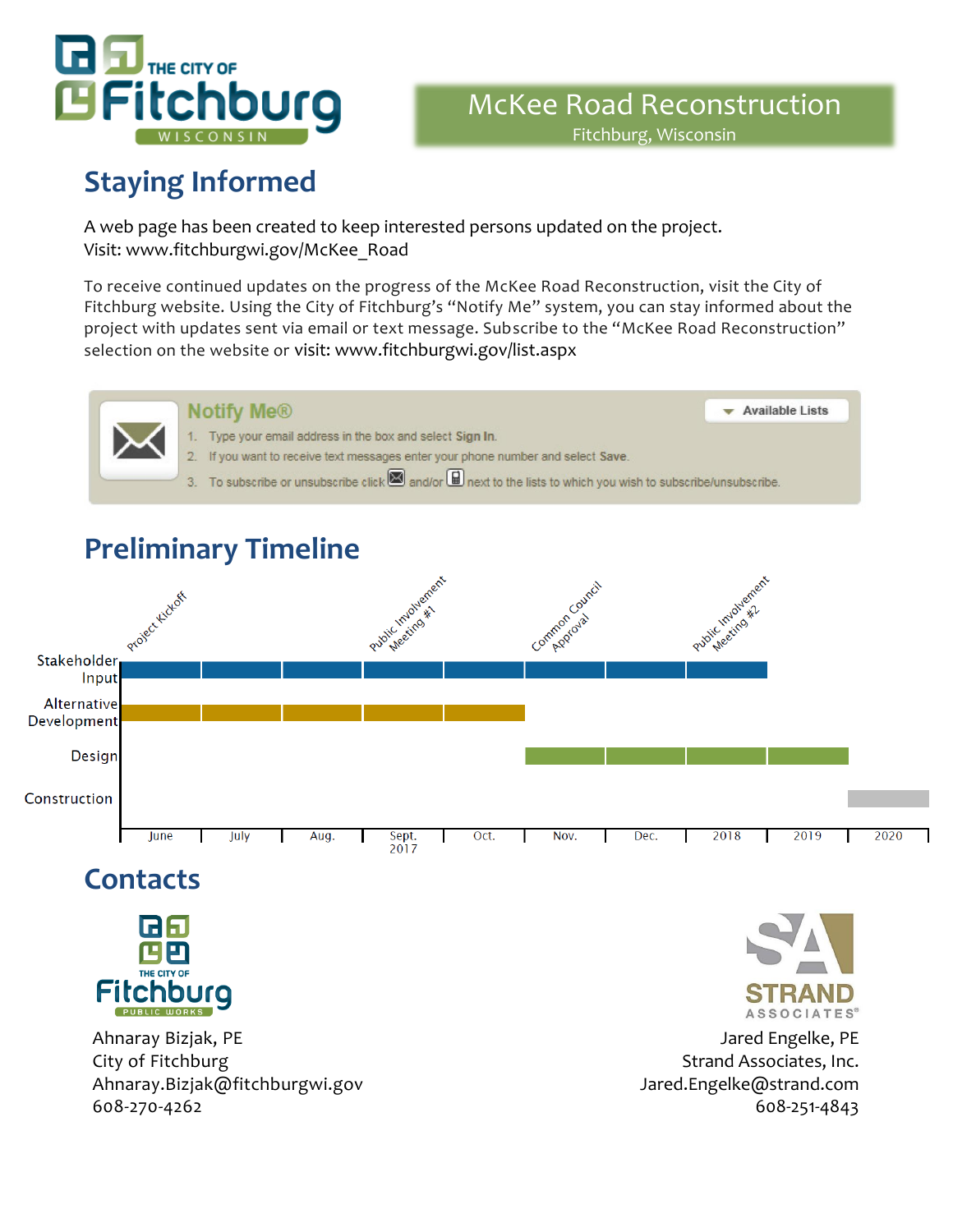THE CITY OF Fitchburg WISCONSIN

## McKee Road Reconstruction
Fitchburg, Wisconsin

# Staying Informed

A web page has been created to keep interested persons updated on the project.
Visit: www.fitchburgwi.gov/McKee_Road

To receive continued updates on the progress of the McKee Road Reconstruction, visit the City of Fitchburg website. Using the City of Fitchburg's "Notify Me" system, you can stay informed about the project with updates sent via email or text message. Subscribe to the "McKee Road Reconstruction" selection on the website or visit: www.fitchburgwi.gov/list.aspx

**Notify Me®**

Available Lists

1. Type your email address in the box and select **Sign In**.
2. If you want to receive text messages enter your phone number and select **Save**.
3. To subscribe or unsubscribe click and/or next to the lists to which you wish to subscribe/unsubscribe.

# Preliminary Timeline

Project Kickoff
Public Involvement Meeting #1
Common Council Approval
Public Involvement Meeting #2

Stakeholder Input
Alternative Development
Design
Construction

June
July
Aug.
Sept. 2017
Oct.
Nov.
Dec.
2018
2019
2020

# Contacts

THE CITY OF Fitchburg PUBLIC WORKS

Ahnaray Bizjak, PE
City of Fitchburg
Ahnaray.Bizjak@fitchburgwi.gov
608-270-4262

STRAND ASSOCIATES®

Jared Engelke, PE
Strand Associates, Inc.
Jared.Engelke@strand.com
608-251-4843